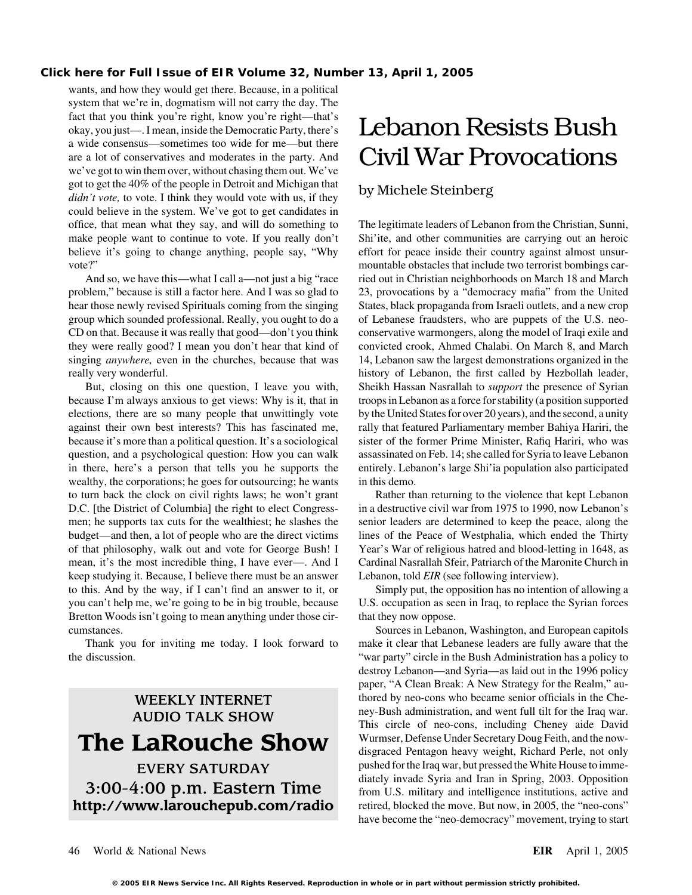wants, and how they would get there. Because, in a political system that we're in, dogmatism will not carry the day. The fact that you think you're right, know you're right—that's okay, you just—. I mean, inside the Democratic Party, there's a wide consensus—sometimes too wide for me—but there are a lot of conservatives and moderates in the party. And we've got to win them over, without chasing them out. We've got to get the 40% of the people in Detroit and Michigan that *didn't vote,* to vote. I think they would vote with us, if they could believe in the system. We've got to get candidates in office, that mean what they say, and will do something to make people want to continue to vote. If you really don't believe it's going to change anything, people say, "Why vote?"

And so, we have this—what I call a—not just a big "race problem," because is still a factor here. And I was so glad to hear those newly revised Spirituals coming from the singing group which sounded professional. Really, you ought to do a CD on that. Because it was really that good—don't you think they were really good? I mean you don't hear that kind of singing *anywhere,* even in the churches, because that was really very wonderful.

But, closing on this one question, I leave you with, because I'm always anxious to get views: Why is it, that in elections, there are so many people that unwittingly vote against their own best interests? This has fascinated me, because it's more than a political question. It's a sociological question, and a psychological question: How you can walk in there, here's a person that tells you he supports the wealthy, the corporations; he goes for outsourcing; he wants to turn back the clock on civil rights laws; he won't grant D.C. [the District of Columbia] the right to elect Congressmen; he supports tax cuts for the wealthiest; he slashes the budget—and then, a lot of people who are the direct victims of that philosophy, walk out and vote for George Bush! I mean, it's the most incredible thing, I have ever—. And I keep studying it. Because, I believe there must be an answer to this. And by the way, if I can't find an answer to it, or you can't help me, we're going to be in big trouble, because Bretton Woods isn't going to mean anything under those circumstances.

Thank you for inviting me today. I look forward to the discussion.

WEEKLY INTERNET AUDIO TALK SHOW

**The LaRouche Show**

EVERY SATURDAY

3:00-4:00 p.m. Eastern Time

**http://www.larouchepub.com/radio**

# Lebanon Resists Bush Civil War Provocations

by Michele Steinberg

The legitimate leaders of Lebanon from the Christian, Sunni, Shi'ite, and other communities are carrying out an heroic effort for peace inside their country against almost unsurmountable obstacles that include two terrorist bombings carried out in Christian neighborhoods on March 18 and March 23, provocations by a "democracy mafia" from the United States, black propaganda from Israeli outlets, and a new crop of Lebanese fraudsters, who are puppets of the U.S. neoconservative warmongers, along the model of Iraqi exile and convicted crook, Ahmed Chalabi. On March 8, and March 14, Lebanon saw the largest demonstrations organized in the history of Lebanon, the first called by Hezbollah leader, Sheikh Hassan Nasrallah to *support* the presence of Syrian troops in Lebanon as a force for stability (a position supported by the United States for over 20 years), and the second, a unity rally that featured Parliamentary member Bahiya Hariri, the sister of the former Prime Minister, Rafiq Hariri, who was assassinated on Feb. 14; she called for Syria to leave Lebanon entirely. Lebanon's large Shi'ia population also participated in this demo.

Rather than returning to the violence that kept Lebanon in a destructive civil war from 1975 to 1990, now Lebanon's senior leaders are determined to keep the peace, along the lines of the Peace of Westphalia, which ended the Thirty Year's War of religious hatred and blood-letting in 1648, as Cardinal Nasrallah Sfeir, Patriarch of the Maronite Church in Lebanon, told *EIR* (see following interview).

Simply put, the opposition has no intention of allowing a U.S. occupation as seen in Iraq, to replace the Syrian forces that they now oppose.

Sources in Lebanon, Washington, and European capitols make it clear that Lebanese leaders are fully aware that the "war party" circle in the Bush Administration has a policy to destroy Lebanon—and Syria—as laid out in the 1996 policy paper, "A Clean Break: A New Strategy for the Realm," authored by neo-cons who became senior officials in the Cheney-Bush administration, and went full tilt for the Iraq war. This circle of neo-cons, including Cheney aide David Wurmser, Defense Under Secretary Doug Feith, and the now-disgraced Pentagon heavy weight, Richard Perle, not only pushed for the Iraq war, but pressed the White House to immediately invade Syria and Iran in Spring, 2003. Opposition from U.S. military and intelligence institutions, active and retired, blocked the move. But now, in 2005, the "neo-cons" have become the "neo-democracy" movement, trying to start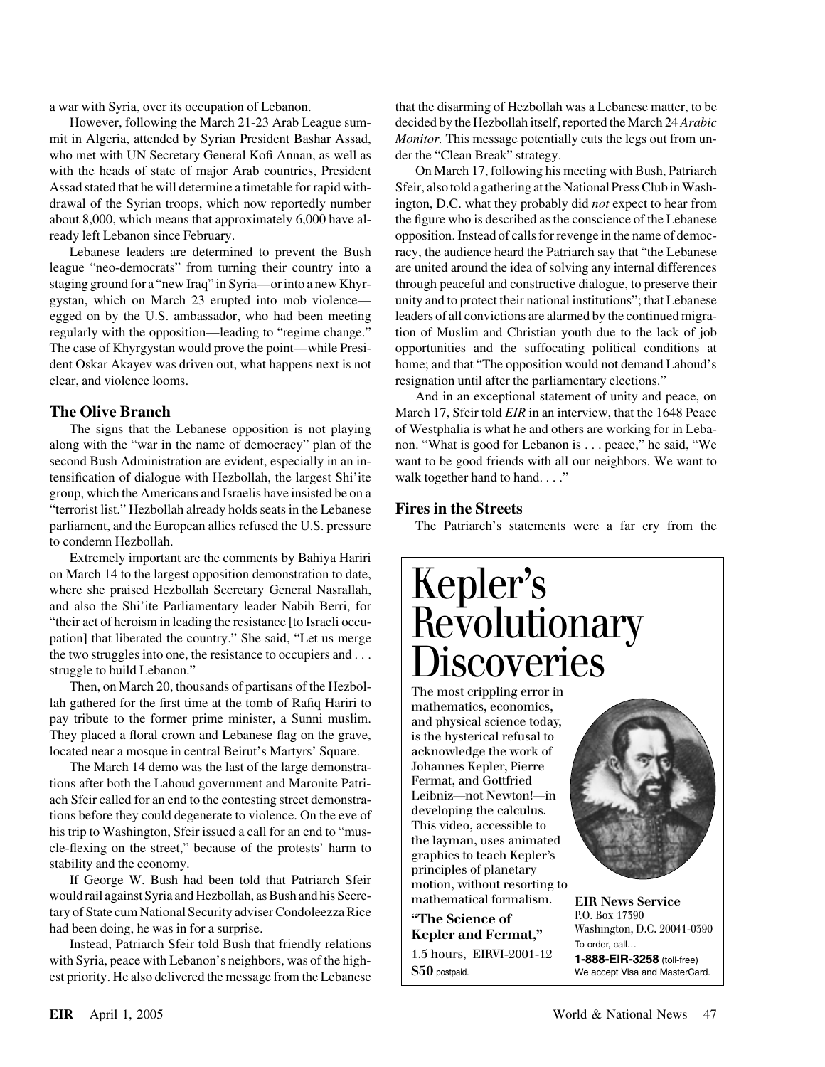a war with Syria, over its occupation of Lebanon.

However, following the March 21-23 Arab League summit in Algeria, attended by Syrian President Bashar Assad, who met with UN Secretary General Kofi Annan, as well as with the heads of state of major Arab countries, President Assad stated that he will determine a timetable for rapid withdrawal of the Syrian troops, which now reportedly number about 8,000, which means that approximately 6,000 have already left Lebanon since February.

Lebanese leaders are determined to prevent the Bush league "neo-democrats" from turning their country into a staging ground for a "new Iraq" in Syria—or into a new Khyrgystan, which on March 23 erupted into mob violence—egged on by the U.S. ambassador, who had been meeting regularly with the opposition—leading to "regime change." The case of Khyrgystan would prove the point—while President Oskar Akayev was driven out, what happens next is not clear, and violence looms.

## The Olive Branch

The signs that the Lebanese opposition is not playing along with the "war in the name of democracy" plan of the second Bush Administration are evident, especially in an intensification of dialogue with Hezbollah, the largest Shi'ite group, which the Americans and Israelis have insisted be on a "terrorist list." Hezbollah already holds seats in the Lebanese parliament, and the European allies refused the U.S. pressure to condemn Hezbollah.

Extremely important are the comments by Bahiya Hariri on March 14 to the largest opposition demonstration to date, where she praised Hezbollah Secretary General Nasrallah, and also the Shi'ite Parliamentary leader Nabih Berri, for "their act of heroism in leading the resistance [to Israeli occupation] that liberated the country." She said, "Let us merge the two struggles into one, the resistance to occupiers and . . . struggle to build Lebanon."

Then, on March 20, thousands of partisans of the Hezbollah gathered for the first time at the tomb of Rafiq Hariri to pay tribute to the former prime minister, a Sunni muslim. They placed a floral crown and Lebanese flag on the grave, located near a mosque in central Beirut's Martyrs' Square.

The March 14 demo was the last of the large demonstrations after both the Lahoud government and Maronite Patriach Sfeir called for an end to the contesting street demonstrations before they could degenerate to violence. On the eve of his trip to Washington, Sfeir issued a call for an end to "muscle-flexing on the street," because of the protests' harm to stability and the economy.

If George W. Bush had been told that Patriarch Sfeir would rail against Syria and Hezbollah, as Bush and his Secretary of State cum National Security adviser Condoleezza Rice had been doing, he was in for a surprise.

Instead, Patriarch Sfeir told Bush that friendly relations with Syria, peace with Lebanon's neighbors, was of the highest priority. He also delivered the message from the Lebanese that the disarming of Hezbollah was a Lebanese matter, to be decided by the Hezbollah itself, reported the March 24 *Arabic Monitor*. This message potentially cuts the legs out from under the "Clean Break" strategy.

On March 17, following his meeting with Bush, Patriarch Sfeir, also told a gathering at the National Press Club in Washington, D.C. what they probably did *not* expect to hear from the figure who is described as the conscience of the Lebanese opposition. Instead of calls for revenge in the name of democracy, the audience heard the Patriarch say that "the Lebanese are united around the idea of solving any internal differences through peaceful and constructive dialogue, to preserve their unity and to protect their national institutions"; that Lebanese leaders of all convictions are alarmed by the continued migration of Muslim and Christian youth due to the lack of job opportunities and the suffocating political conditions at home; and that "The opposition would not demand Lahoud's resignation until after the parliamentary elections."

And in an exceptional statement of unity and peace, on March 17, Sfeir told *EIR* in an interview, that the 1648 Peace of Westphalia is what he and others are working for in Lebanon. "What is good for Lebanon is . . . peace," he said, "We want to be good friends with all our neighbors. We want to walk together hand to hand. . . ."

## Fires in the Streets

The Patriarch's statements were a far cry from the

---

# Kepler's Revolutionary Discoveries

The most crippling error in mathematics, economics, and physical science today, is the hysterical refusal to acknowledge the work of Johannes Kepler, Pierre Fermat, and Gottfried Leibniz—not Newton!—in developing the calculus. This video, accessible to the layman, uses animated graphics to teach Kepler's principles of planetary motion, without resorting to mathematical formalism.

**"The Science of Kepler and Fermat,"**
1.5 hours, EIRVI-2001-12
**$50** postpaid.

**EIR News Service**
P.O. Box 17390
Washington, D.C. 20041-0390
To order, call...
**1-888-EIR-3258** (toll-free)
We accept Visa and MasterCard.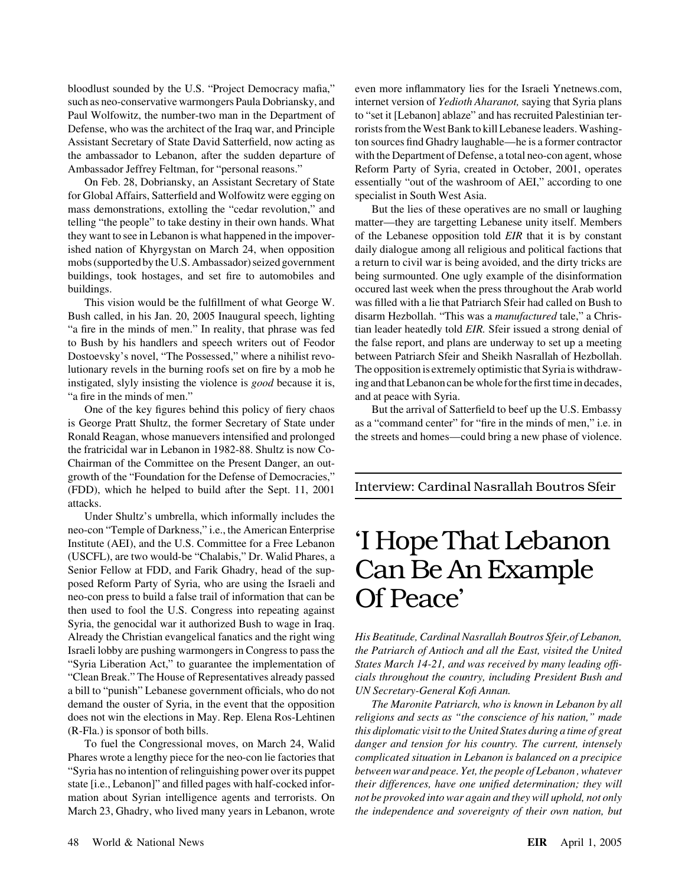bloodlust sounded by the U.S. "Project Democracy mafia," such as neo-conservative warmongers Paula Dobriansky, and Paul Wolfowitz, the number-two man in the Department of Defense, who was the architect of the Iraq war, and Principle Assistant Secretary of State David Satterfield, now acting as the ambassador to Lebanon, after the sudden departure of Ambassador Jeffrey Feltman, for "personal reasons."

On Feb. 28, Dobriansky, an Assistant Secretary of State for Global Affairs, Satterfield and Wolfowitz were egging on mass demonstrations, extolling the "cedar revolution," and telling "the people" to take destiny in their own hands. What they want to see in Lebanon is what happened in the impoverished nation of Khyrgystan on March 24, when opposition mobs (supported by the U.S. Ambassador) seized government buildings, took hostages, and set fire to automobiles and buildings.

This vision would be the fulfillment of what George W. Bush called, in his Jan. 20, 2005 Inaugural speech, lighting "a fire in the minds of men." In reality, that phrase was fed to Bush by his handlers and speech writers out of Feodor Dostoevsky's novel, "The Possessed," where a nihilist revolutionary revels in the burning roofs set on fire by a mob he instigated, slyly insisting the violence is *good* because it is, "a fire in the minds of men."

One of the key figures behind this policy of fiery chaos is George Pratt Shultz, the former Secretary of State under Ronald Reagan, whose manuevers intensified and prolonged the fratricidal war in Lebanon in 1982-88. Shultz is now Co-Chairman of the Committee on the Present Danger, an outgrowth of the "Foundation for the Defense of Democracies," (FDD), which he helped to build after the Sept. 11, 2001 attacks.

Under Shultz's umbrella, which informally includes the neo-con "Temple of Darkness," i.e., the American Enterprise Institute (AEI), and the U.S. Committee for a Free Lebanon (USCFL), are two would-be "Chalabis," Dr. Walid Phares, a Senior Fellow at FDD, and Farik Ghadry, head of the supposed Reform Party of Syria, who are using the Israeli and neo-con press to build a false trail of information that can be then used to fool the U.S. Congress into repeating against Syria, the genocidal war it authorized Bush to wage in Iraq. Already the Christian evangelical fanatics and the right wing Israeli lobby are pushing warmongers in Congress to pass the "Syria Liberation Act," to guarantee the implementation of "Clean Break." The House of Representatives already passed a bill to "punish" Lebanese government officials, who do not demand the ouster of Syria, in the event that the opposition does not win the elections in May. Rep. Elena Ros-Lehtinen (R-Fla.) is sponsor of both bills.

To fuel the Congressional moves, on March 24, Walid Phares wrote a lengthy piece for the neo-con lie factories that "Syria has no intention of relinguishing power over its puppet state [i.e., Lebanon]" and filled pages with half-cocked information about Syrian intelligence agents and terrorists. On March 23, Ghadry, who lived many years in Lebanon, wrote even more inflammatory lies for the Israeli Ynetnews.com, internet version of *Yedioth Aharanot,* saying that Syria plans to "set it [Lebanon] ablaze" and has recruited Palestinian terrorists from the West Bank to kill Lebanese leaders. Washington sources find Ghadry laughable—he is a former contractor with the Department of Defense, a total neo-con agent, whose Reform Party of Syria, created in October, 2001, operates essentially "out of the washroom of AEI," according to one specialist in South West Asia.

But the lies of these operatives are no small or laughing matter—they are targetting Lebanese unity itself. Members of the Lebanese opposition told *EIR* that it is by constant daily dialogue among all religious and political factions that a return to civil war is being avoided, and the dirty tricks are being surmounted. One ugly example of the disinformation occured last week when the press throughout the Arab world was filled with a lie that Patriarch Sfeir had called on Bush to disarm Hezbollah. "This was a *manufactured* tale," a Christian leader heatedly told *EIR.* Sfeir issued a strong denial of the false report, and plans are underway to set up a meeting between Patriarch Sfeir and Sheikh Nasrallah of Hezbollah. The opposition is extremely optimistic that Syria is withdrawing and that Lebanon can be whole for the first time in decades, and at peace with Syria.

But the arrival of Satterfield to beef up the U.S. Embassy as a "command center" for "fire in the minds of men," i.e. in the streets and homes—could bring a new phase of violence.

Interview: Cardinal Nasrallah Boutros Sfeir

# 'I Hope That Lebanon Can Be An Example Of Peace'

*His Beatitude, Cardinal Nasrallah Boutros Sfeir,of Lebanon, the Patriarch of Antioch and all the East, visited the United States March 14-21, and was received by many leading officials throughout the country, including President Bush and UN Secretary-General Kofi Annan.*

*The Maronite Patriarch, who is known in Lebanon by all religions and sects as "the conscience of his nation," made this diplomatic visit to the United States during a time of great danger and tension for his country. The current, intensely complicated situation in Lebanon is balanced on a precipice between war and peace. Yet, the people of Lebanon , whatever their differences, have one unified determination; they will not be provoked into war again and they will uphold, not only the independence and sovereignty of their own nation, but*